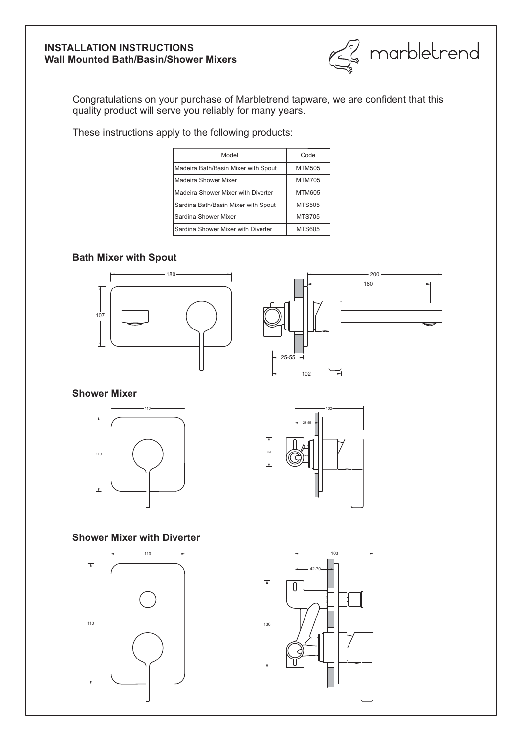**INSTALLATION INSTRUCTIONS**
**Wall Mounted Bath/Basin/Shower Mixers**

marbletrend

Congratulations on your purchase of Marbletrend tapware, we are confident that this quality product will serve you reliably for many years.

These instructions apply to the following products:

| Model | Code |
|---|---|
| Madeira Bath/Basin Mixer with Spout | MTM505 |
| Madeira Shower Mixer | MTM705 |
| Madeira Shower Mixer with Diverter | MTM605 |
| Sardina Bath/Basin Mixer with Spout | MTS505 |
| Sardina Shower Mixer | MTS705 |
| Sardina Shower Mixer with Diverter | MTS605 |

## Bath Mixer with Spout

180, 107, 200, 180, 25-55, 102

## Shower Mixer

110, 110, 102, 28-55, 44

## Shower Mixer with Diverter

110, 110, 103, 42-70, 130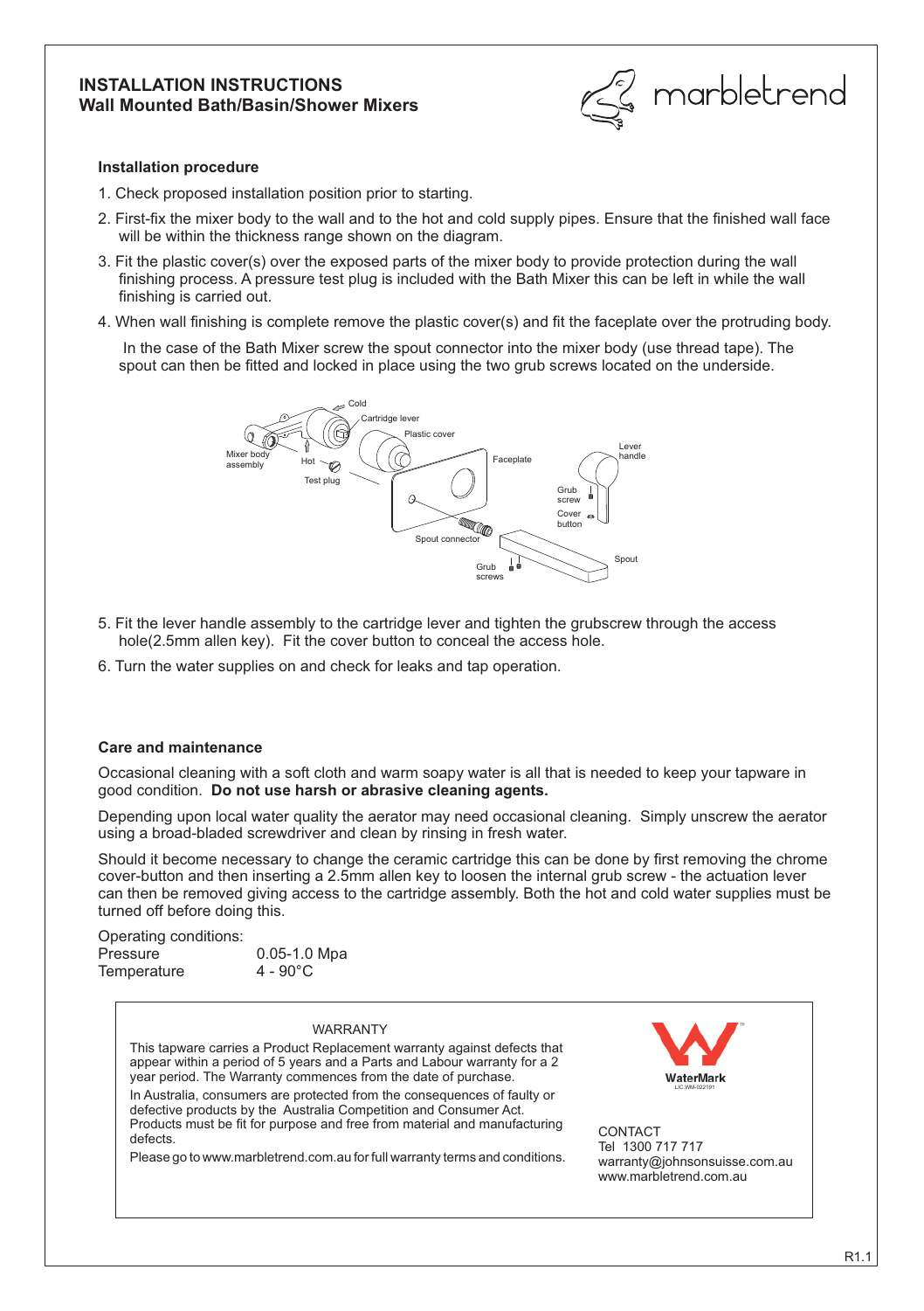# INSTALLATION INSTRUCTIONS
## Wall Mounted Bath/Basin/Shower Mixers

marbletrend

### Installation procedure

1. Check proposed installation position prior to starting.
2. First-fix the mixer body to the wall and to the hot and cold supply pipes. Ensure that the finished wall face will be within the thickness range shown on the diagram.
3. Fit the plastic cover(s) over the exposed parts of the mixer body to provide protection during the wall finishing process. A pressure test plug is included with the Bath Mixer this can be left in while the wall finishing is carried out.
4. When wall finishing is complete remove the plastic cover(s) and fit the faceplate over the protruding body.

   In the case of the Bath Mixer screw the spout connector into the mixer body (use thread tape). The spout can then be fitted and locked in place using the two grub screws located on the underside.

Cold
Cartridge lever
Plastic cover
Mixer body assembly
Hot
Test plug
Faceplate
Lever handle
Grub screw
Cover button
Spout connector
Grub screws
Spout

5. Fit the lever handle assembly to the cartridge lever and tighten the grubscrew through the access hole(2.5mm allen key). Fit the cover button to conceal the access hole.
6. Turn the water supplies on and check for leaks and tap operation.

### Care and maintenance

Occasional cleaning with a soft cloth and warm soapy water is all that is needed to keep your tapware in good condition. **Do not use harsh or abrasive cleaning agents.**

Depending upon local water quality the aerator may need occasional cleaning. Simply unscrew the aerator using a broad-bladed screwdriver and clean by rinsing in fresh water.

Should it become necessary to change the ceramic cartridge this can be done by first removing the chrome cover-button and then inserting a 2.5mm allen key to loosen the internal grub screw - the actuation lever can then be removed giving access to the cartridge assembly. Both the hot and cold water supplies must be turned off before doing this.

Operating conditions:

| | |
|---|---|
| Pressure | 0.05-1.0 Mpa |
| Temperature | 4 - 90°C |

WARRANTY

This tapware carries a Product Replacement warranty against defects that appear within a period of 5 years and a Parts and Labour warranty for a 2 year period. The Warranty commences from the date of purchase.

In Australia, consumers are protected from the consequences of faulty or defective products by the Australia Competition and Consumer Act. Products must be fit for purpose and free from material and manufacturing defects.

Please go to www.marbletrend.com.au for full warranty terms and conditions.

WaterMark
LIC WM-022191

CONTACT
Tel 1300 717 717
warranty@johnsonsuisse.com.au
www.marbletrend.com.au

R1.1